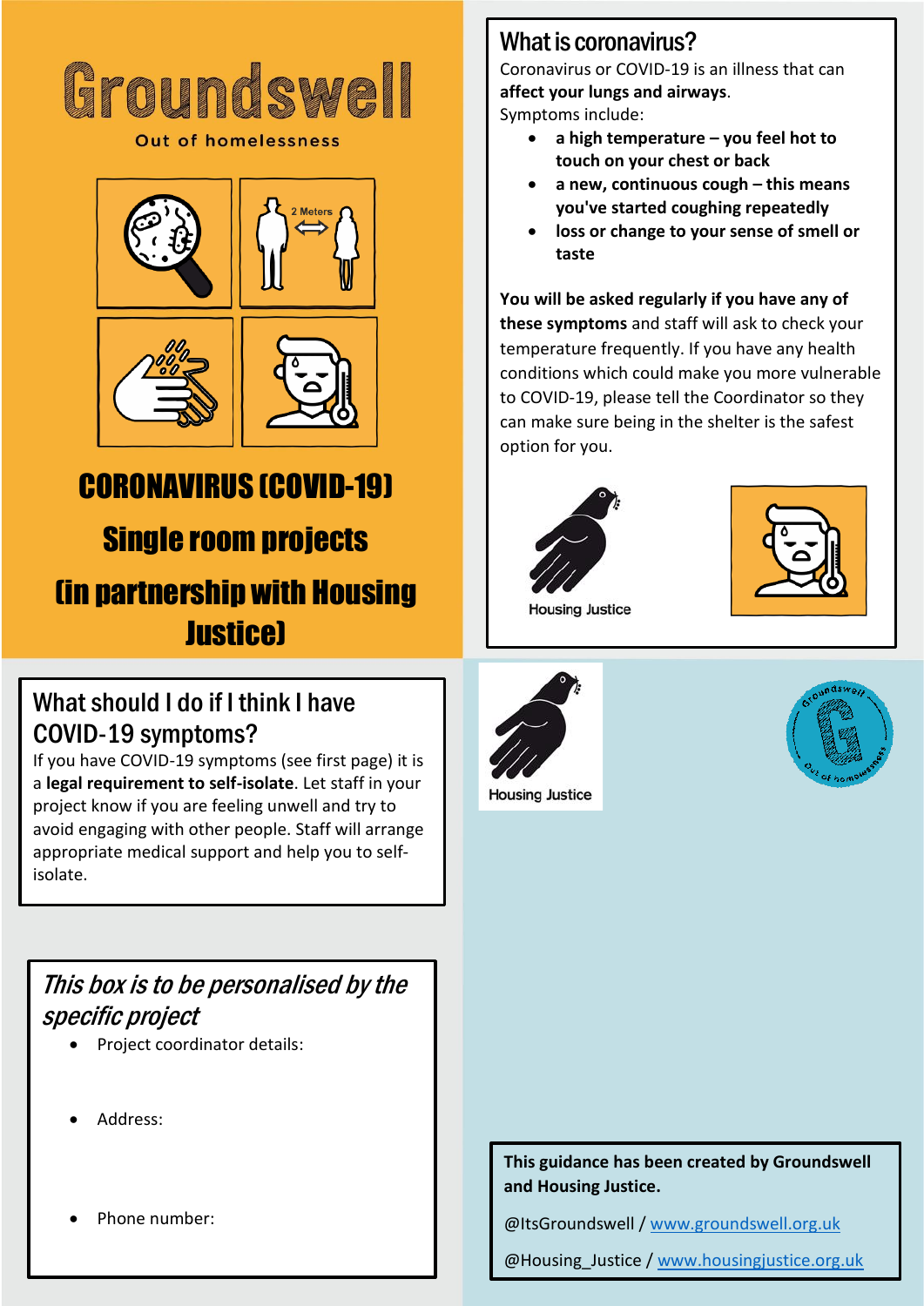# Groundswell

Out of homelessness

2 Meters

# CORONAVIRUS (COVID-19)

## Single room projects

## (in partnership with Housing Justice)

## What is coronavirus?

Coronavirus or COVID-19 is an illness that can **affect your lungs and airways**.

Symptoms include:

- **a high temperature – you feel hot to touch on your chest or back**
- **a new, continuous cough – this means you've started coughing repeatedly**
- **loss or change to your sense of smell or taste**

**You will be asked regularly if you have any of these symptoms** and staff will ask to check your temperature frequently. If you have any health conditions which could make you more vulnerable to COVID-19, please tell the Coordinator so they can make sure being in the shelter is the safest option for you.

Housing Justice

## What should I do if I think I have COVID-19 symptoms?

If you have COVID-19 symptoms (see first page) it is a **legal requirement to self-isolate**. Let staff in your project know if you are feeling unwell and try to avoid engaging with other people. Staff will arrange appropriate medical support and help you to self-isolate.

Housing Justice

Groundswell Out of homelessness

### *This box is to be personalised by the specific project*

- Project coordinator details:
- Address:
- Phone number:

**This guidance has been created by Groundswell and Housing Justice.**

@ItsGroundswell / www.groundswell.org.uk

@Housing_Justice / www.housingjustice.org.uk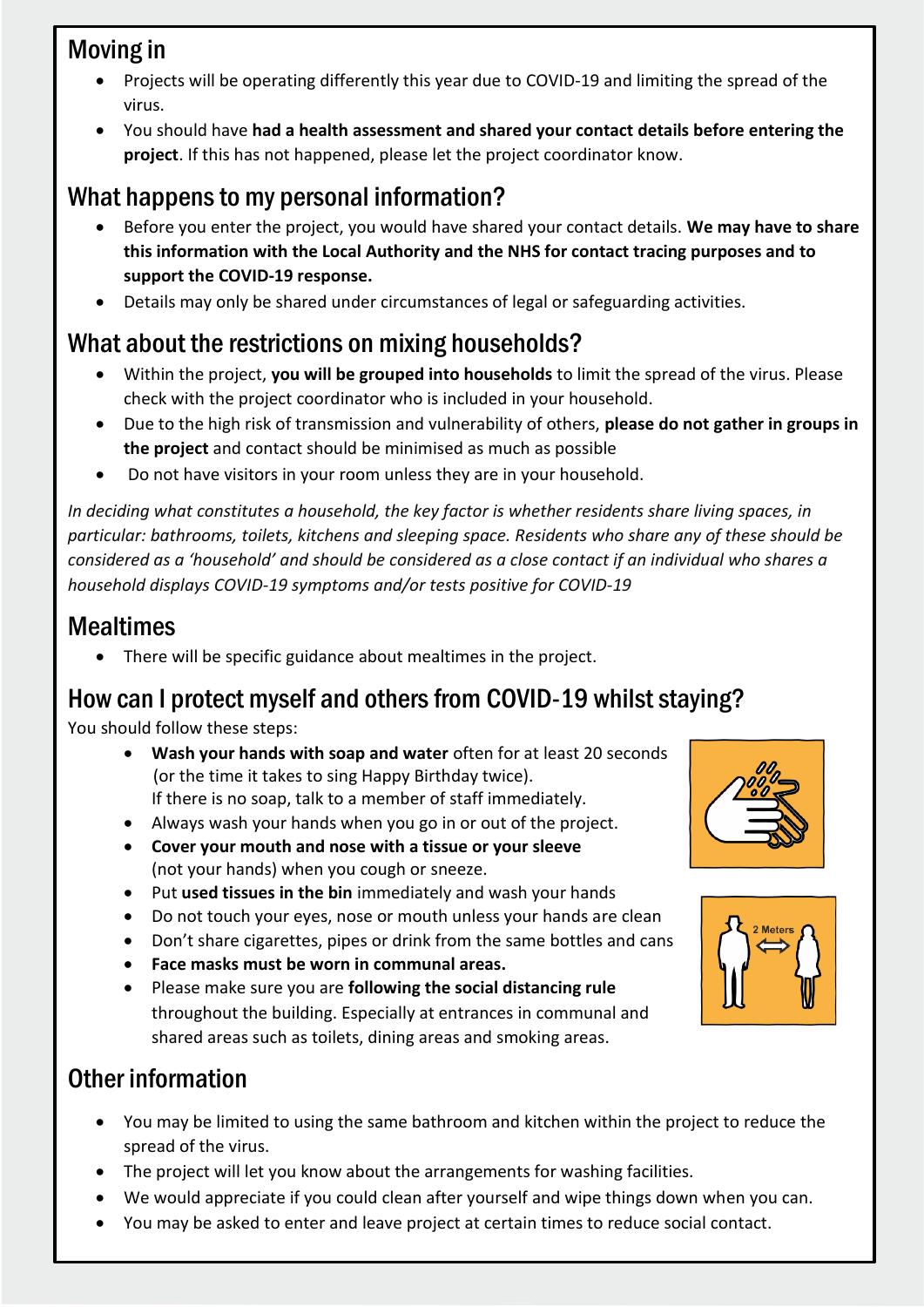## Moving in

- Projects will be operating differently this year due to COVID-19 and limiting the spread of the virus.
- You should have **had a health assessment and shared your contact details before entering the project**. If this has not happened, please let the project coordinator know.

## What happens to my personal information?

- Before you enter the project, you would have shared your contact details. **We may have to share this information with the Local Authority and the NHS for contact tracing purposes and to support the COVID-19 response.**
- Details may only be shared under circumstances of legal or safeguarding activities.

## What about the restrictions on mixing households?

- Within the project, **you will be grouped into households** to limit the spread of the virus. Please check with the project coordinator who is included in your household.
- Due to the high risk of transmission and vulnerability of others, **please do not gather in groups in the project** and contact should be minimised as much as possible
- Do not have visitors in your room unless they are in your household.

*In deciding what constitutes a household, the key factor is whether residents share living spaces, in particular: bathrooms, toilets, kitchens and sleeping space. Residents who share any of these should be considered as a 'household' and should be considered as a close contact if an individual who shares a household displays COVID-19 symptoms and/or tests positive for COVID-19*

## Mealtimes

- There will be specific guidance about mealtimes in the project.

## How can I protect myself and others from COVID-19 whilst staying?

You should follow these steps:

- **Wash your hands with soap and water** often for at least 20 seconds (or the time it takes to sing Happy Birthday twice). If there is no soap, talk to a member of staff immediately.
- Always wash your hands when you go in or out of the project.
- **Cover your mouth and nose with a tissue or your sleeve** (not your hands) when you cough or sneeze.
- Put **used tissues in the bin** immediately and wash your hands
- Do not touch your eyes, nose or mouth unless your hands are clean
- Don't share cigarettes, pipes or drink from the same bottles and cans
- **Face masks must be worn in communal areas.**
- Please make sure you are **following the social distancing rule** throughout the building. Especially at entrances in communal and shared areas such as toilets, dining areas and smoking areas.

## Other information

- You may be limited to using the same bathroom and kitchen within the project to reduce the spread of the virus.
- The project will let you know about the arrangements for washing facilities.
- We would appreciate if you could clean after yourself and wipe things down when you can.
- You may be asked to enter and leave project at certain times to reduce social contact.